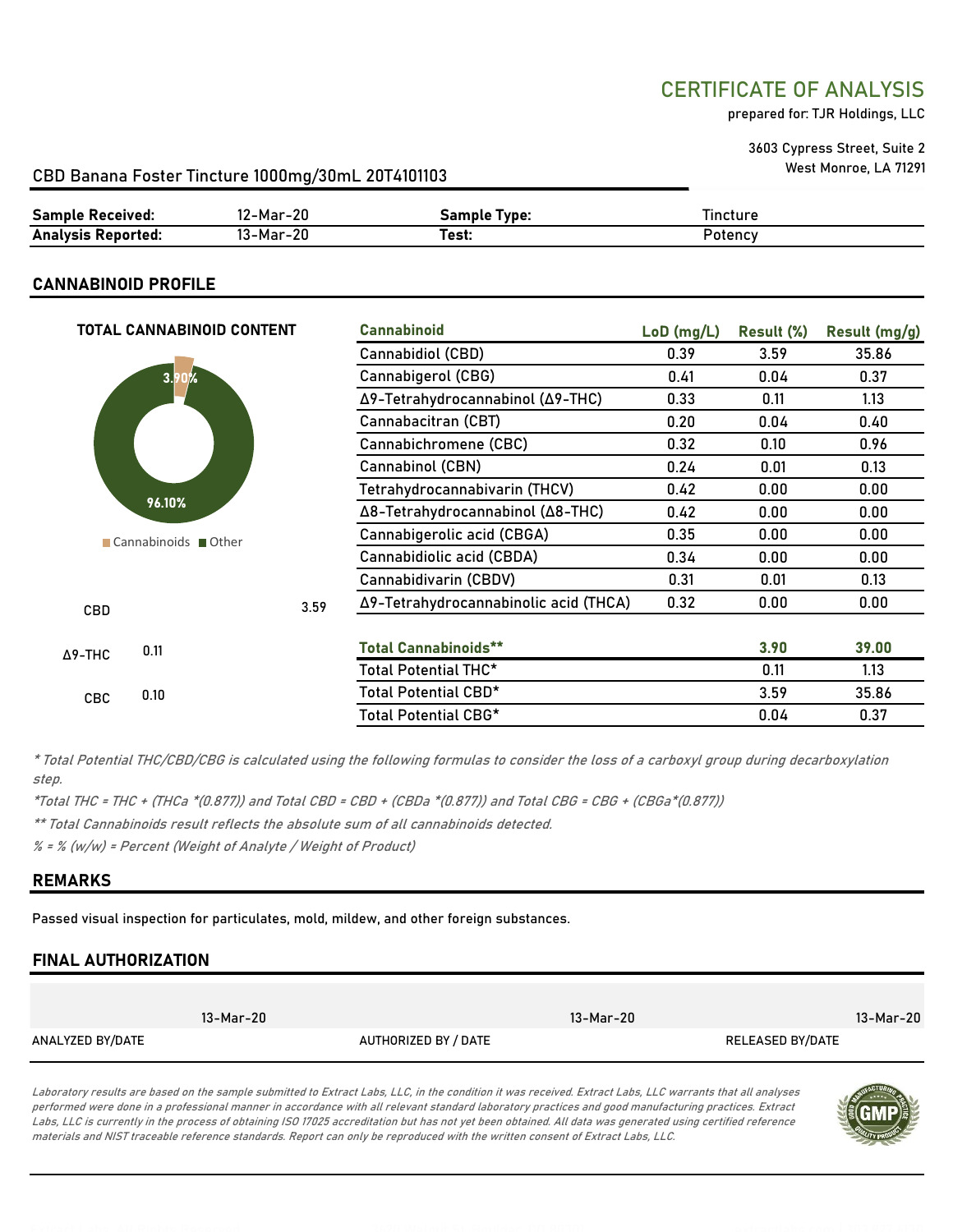# CERTIFICATE OF ANALYSIS

prepared for: TJR Holdings, LLC

3603 Cypress Street, Suite 2
West Monroe, LA 71291

## CBD Banana Foster Tincture 1000mg/30mL 20T4101103

| **Sample Received:** | 12-Mar-20 | **Sample Type:** | Tincture |
|---|---|---|---|
| **Analysis Reported:** | 13-Mar-20 | **Test:** | Potency |

## CANNABINOID PROFILE

**TOTAL CANNABINOID CONTENT**

3.90%
96.10%
Cannabinoids ■ Other

| | |
|---|---|
| CBD | 3.59 |
| Δ9-THC | 0.11 |
| CBC | 0.10 |

| Cannabinoid | LoD (mg/L) | Result (%) | Result (mg/g) |
|---|---|---|---|
| Cannabidiol (CBD) | 0.39 | 3.59 | 35.86 |
| Cannabigerol (CBG) | 0.41 | 0.04 | 0.37 |
| Δ9-Tetrahydrocannabinol (Δ9-THC) | 0.33 | 0.11 | 1.13 |
| Cannabacitran (CBT) | 0.20 | 0.04 | 0.40 |
| Cannabichromene (CBC) | 0.32 | 0.10 | 0.96 |
| Cannabinol (CBN) | 0.24 | 0.01 | 0.13 |
| Tetrahydrocannabivarin (THCV) | 0.42 | 0.00 | 0.00 |
| Δ8-Tetrahydrocannabinol (Δ8-THC) | 0.42 | 0.00 | 0.00 |
| Cannabigerolic acid (CBGA) | 0.35 | 0.00 | 0.00 |
| Cannabidiolic acid (CBDA) | 0.34 | 0.00 | 0.00 |
| Cannabidivarin (CBDV) | 0.31 | 0.01 | 0.13 |
| Δ9-Tetrahydrocannabinolic acid (THCA) | 0.32 | 0.00 | 0.00 |
| **Total Cannabinoids**** | | **3.90** | **39.00** |
| Total Potential THC* | | 0.11 | 1.13 |
| Total Potential CBD* | | 3.59 | 35.86 |
| Total Potential CBG* | | 0.04 | 0.37 |

*\* Total Potential THC/CBD/CBG is calculated using the following formulas to consider the loss of a carboxyl group during decarboxylation step.*

*\*Total THC = THC + (THCa \*(0.877)) and Total CBD = CBD + (CBDa \*(0.877)) and Total CBG = CBG + (CBGa\*(0.877))*

*\*\* Total Cannabinoids result reflects the absolute sum of all cannabinoids detected.*

*% = % (w/w) = Percent (Weight of Analyte / Weight of Product)*

## REMARKS

Passed visual inspection for particulates, mold, mildew, and other foreign substances.

## FINAL AUTHORIZATION

| 13-Mar-20 | 13-Mar-20 | 13-Mar-20 |
|---|---|---|
| ANALYZED BY/DATE | AUTHORIZED BY / DATE | RELEASED BY/DATE |

*Laboratory results are based on the sample submitted to Extract Labs, LLC, in the condition it was received. Extract Labs, LLC warrants that all analyses performed were done in a professional manner in accordance with all relevant standard laboratory practices and good manufacturing practices. Extract Labs, LLC is currently in the process of obtaining ISO 17025 accreditation but has not yet been obtained. All data was generated using certified reference materials and NIST traceable reference standards. Report can only be reproduced with the written consent of Extract Labs, LLC.*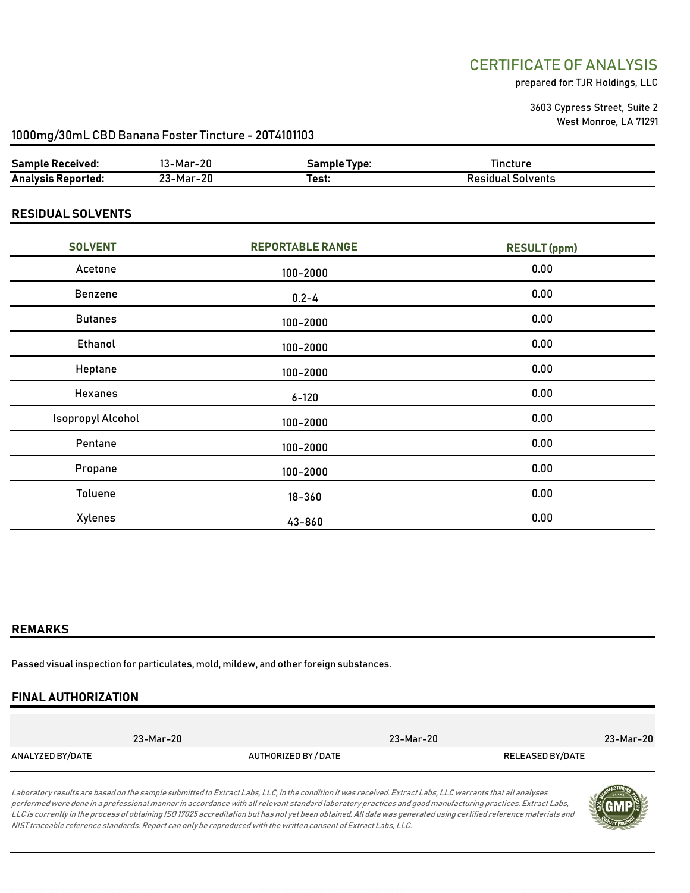# CERTIFICATE OF ANALYSIS

prepared for: TJR Holdings, LLC

3603 Cypress Street, Suite 2
West Monroe, LA 71291

## 1000mg/30mL CBD Banana Foster Tincture - 20T4101103

| **Sample Received:** | 13-Mar-20 | **Sample Type:** | Tincture |
|---|---|---|---|
| **Analysis Reported:** | 23-Mar-20 | **Test:** | Residual Solvents |

## RESIDUAL SOLVENTS

| SOLVENT | REPORTABLE RANGE | RESULT (ppm) |
|---|---|---|
| Acetone | 100-2000 | 0.00 |
| Benzene | 0.2-4 | 0.00 |
| Butanes | 100-2000 | 0.00 |
| Ethanol | 100-2000 | 0.00 |
| Heptane | 100-2000 | 0.00 |
| Hexanes | 6-120 | 0.00 |
| Isopropyl Alcohol | 100-2000 | 0.00 |
| Pentane | 100-2000 | 0.00 |
| Propane | 100-2000 | 0.00 |
| Toluene | 18-360 | 0.00 |
| Xylenes | 43-860 | 0.00 |

## REMARKS

Passed visual inspection for particulates, mold, mildew, and other foreign substances.

## FINAL AUTHORIZATION

| 23-Mar-20 | 23-Mar-20 | 23-Mar-20 |
|---|---|---|
| ANALYZED BY/DATE | AUTHORIZED BY / DATE | RELEASED BY/DATE |

*Laboratory results are based on the sample submitted to Extract Labs, LLC, in the condition it was received. Extract Labs, LLC warrants that all analyses performed were done in a professional manner in accordance with all relevant standard laboratory practices and good manufacturing practices. Extract Labs, LLC is currently in the process of obtaining ISO 17025 accreditation but has not yet been obtained. All data was generated using certified reference materials and NIST traceable reference standards. Report can only be reproduced with the written consent of Extract Labs, LLC.*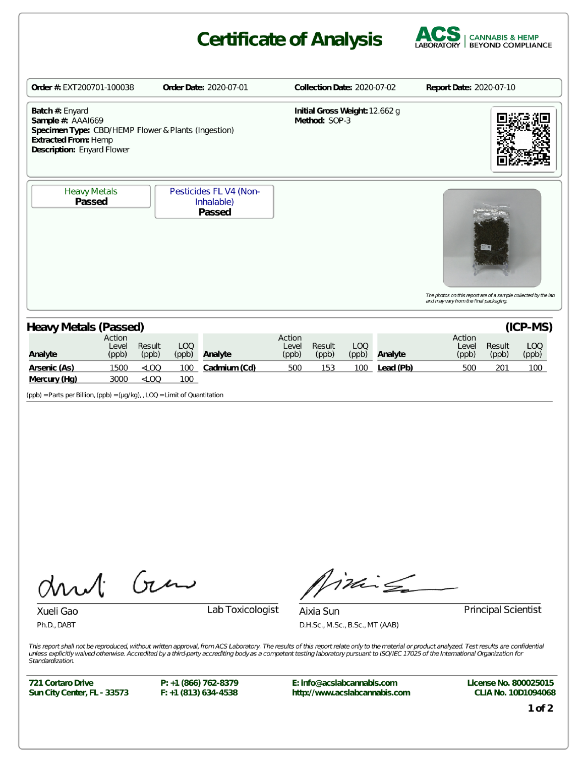# Certificate of Analysis

ACS LABORATORY | CANNABIS & HEMP BEYOND COMPLIANCE

**Order #:** EXT200701-100038 **Order Date:** 2020-07-01 **Collection Date:** 2020-07-02 **Report Date:** 2020-07-10

**Batch #:** Enyard
**Sample #:** AAAI669
**Specimen Type:** CBD/HEMP Flower & Plants (Ingestion)
**Extracted From:** Hemp
**Description:** Enyard Flower

**Initial Gross Weight:** 12.662 g
**Method:** SOP-3

Heavy Metals
**Passed**

Pesticides FL V4 (Non-Inhalable)
**Passed**

*The photos on this report are of a sample collected by the lab and may vary from the final packaging.*

## Heavy Metals (Passed) (ICP-MS)

| Analyte | Action Level (ppb) | Result (ppb) | LOQ (ppb) | Analyte | Action Level (ppb) | Result (ppb) | LOQ (ppb) | Analyte | Action Level (ppb) | Result (ppb) | LOQ (ppb) |
|---|---|---|---|---|---|---|---|---|---|---|---|
| **Arsenic (As)** | 1500 | <LOQ | 100 | **Cadmium (Cd)** | 500 | 153 | 100 | **Lead (Pb)** | 500 | 201 | 100 |
| **Mercury (Hg)** | 3000 | <LOQ | 100 | | | | | | | | |

(ppb) = Parts per Billion, (ppb) = (µg/kg), , LOQ = Limit of Quantitation

Xueli Gao
Ph.D., DABT
Lab Toxicologist

Aixia Sun
D.H.Sc., M.Sc., B.Sc., MT (AAB)
Principal Scientist

*This report shall not be reproduced, without written approval, from ACS Laboratory. The results of this report relate only to the material or product analyzed. Test results are confidential unless explicitly waived otherwise. Accredited by a third-party accrediting body as a competent testing laboratory pursuant to ISO/IEC 17025 of the International Organization for Standardization.*

**721 Cortaro Drive**
**Sun City Center, FL - 33573**

**P: +1 (866) 762-8379**
**F: +1 (813) 634-4538**

**E: info@acslabcannabis.com**
**http://www.acslabcannabis.com**

**License No. 800025015**
**CLIA No. 10D1094068**